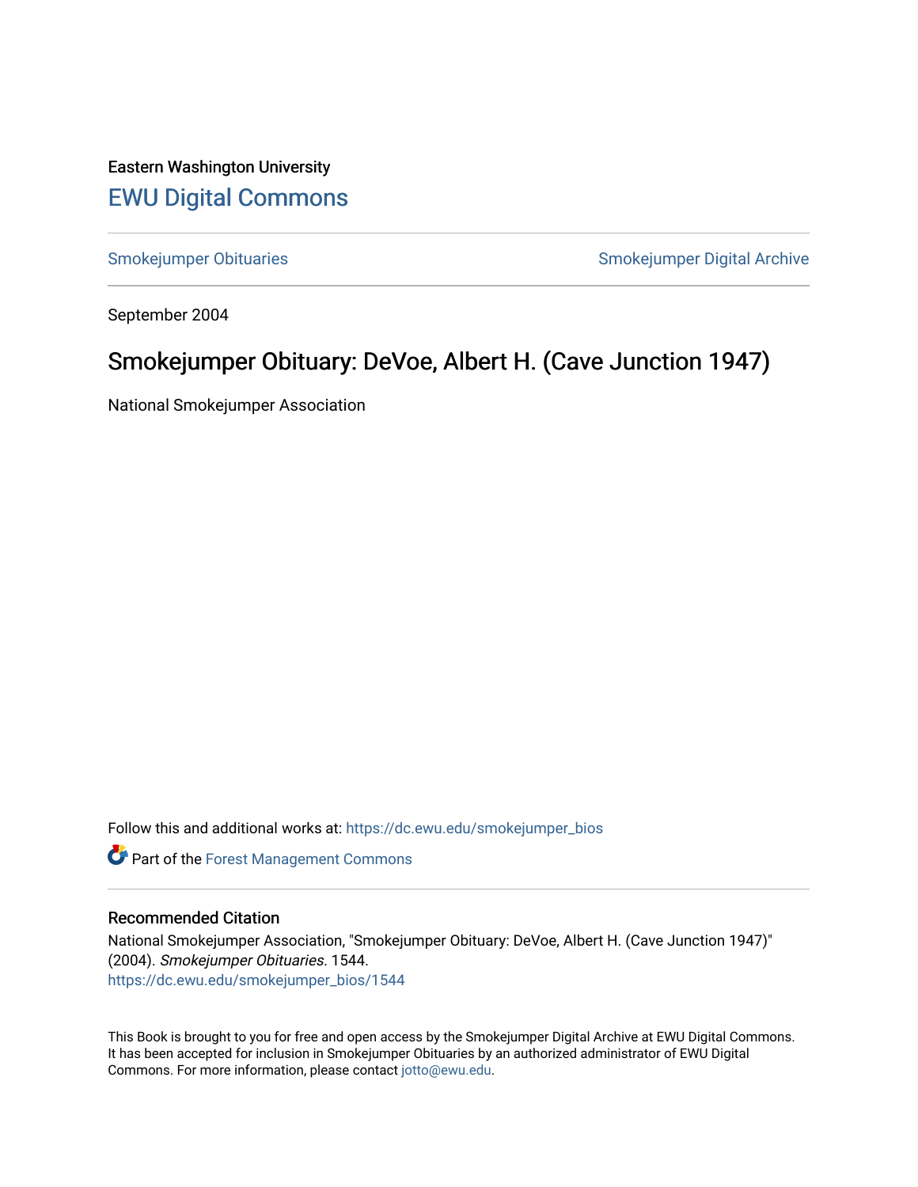Eastern Washington University

## EWU Digital Commons

Smokejumper Obituaries

Smokejumper Digital Archive

September 2004

# Smokejumper Obituary: DeVoe, Albert H. (Cave Junction 1947)

National Smokejumper Association

Follow this and additional works at: https://dc.ewu.edu/smokejumper_bios

Part of the Forest Management Commons

### Recommended Citation

National Smokejumper Association, "Smokejumper Obituary: DeVoe, Albert H. (Cave Junction 1947)" (2004). *Smokejumper Obituaries*. 1544.
https://dc.ewu.edu/smokejumper_bios/1544

This Book is brought to you for free and open access by the Smokejumper Digital Archive at EWU Digital Commons. It has been accepted for inclusion in Smokejumper Obituaries by an authorized administrator of EWU Digital Commons. For more information, please contact jotto@ewu.edu.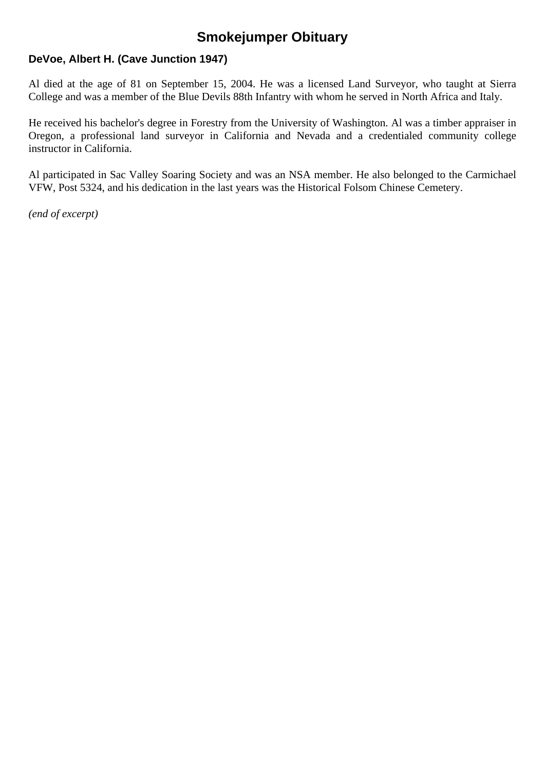# Smokejumper Obituary

**DeVoe, Albert H. (Cave Junction 1947)**

Al died at the age of 81 on September 15, 2004. He was a licensed Land Surveyor, who taught at Sierra College and was a member of the Blue Devils 88th Infantry with whom he served in North Africa and Italy.

He received his bachelor's degree in Forestry from the University of Washington. Al was a timber appraiser in Oregon, a professional land surveyor in California and Nevada and a credentialed community college instructor in California.

Al participated in Sac Valley Soaring Society and was an NSA member. He also belonged to the Carmichael VFW, Post 5324, and his dedication in the last years was the Historical Folsom Chinese Cemetery.

*(end of excerpt)*